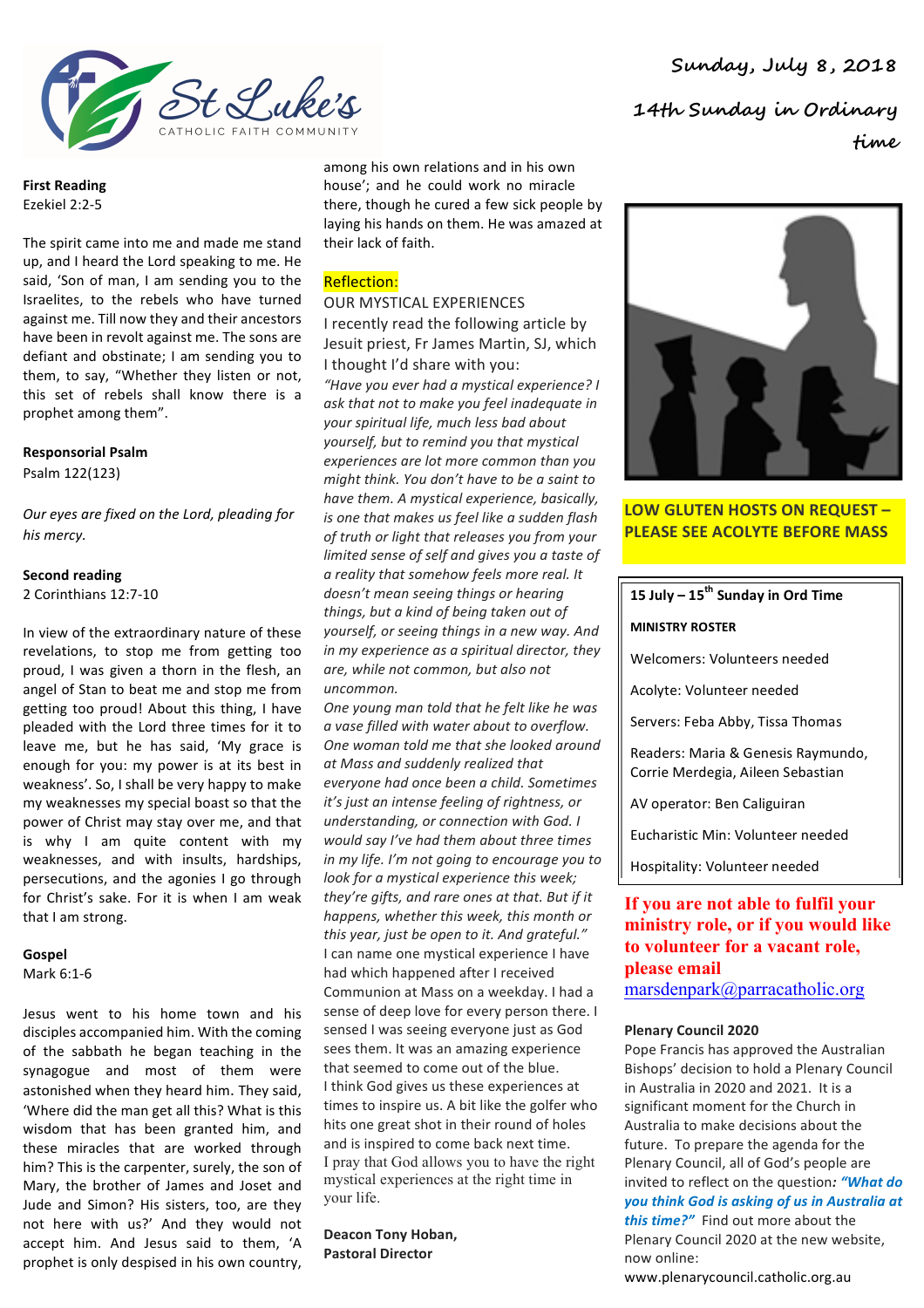St Luke's
CATHOLIC FAITH COMMUNITY

**Sunday, July 8, 2018**

**14th Sunday in Ordinary time**

**First Reading**
Ezekiel 2:2-5

The spirit came into me and made me stand up, and I heard the Lord speaking to me. He said, 'Son of man, I am sending you to the Israelites, to the rebels who have turned against me. Till now they and their ancestors have been in revolt against me. The sons are defiant and obstinate; I am sending you to them, to say, "Whether they listen or not, this set of rebels shall know there is a prophet among them".

**Responsorial Psalm**
Psalm 122(123)

*Our eyes are fixed on the Lord, pleading for his mercy.*

**Second reading**
2 Corinthians 12:7-10

In view of the extraordinary nature of these revelations, to stop me from getting too proud, I was given a thorn in the flesh, an angel of Stan to beat me and stop me from getting too proud! About this thing, I have pleaded with the Lord three times for it to leave me, but he has said, 'My grace is enough for you: my power is at its best in weakness'. So, I shall be very happy to make my weaknesses my special boast so that the power of Christ may stay over me, and that is why I am quite content with my weaknesses, and with insults, hardships, persecutions, and the agonies I go through for Christ's sake. For it is when I am weak that I am strong.

**Gospel**
Mark 6:1-6

Jesus went to his home town and his disciples accompanied him. With the coming of the sabbath he began teaching in the synagogue and most of them were astonished when they heard him. They said, 'Where did the man get all this? What is this wisdom that has been granted him, and these miracles that are worked through him? This is the carpenter, surely, the son of Mary, the brother of James and Joset and Jude and Simon? His sisters, too, are they not here with us?' And they would not accept him. And Jesus said to them, 'A prophet is only despised in his own country, among his own relations and in his own house'; and he could work no miracle there, though he cured a few sick people by laying his hands on them. He was amazed at their lack of faith.

Reflection:

OUR MYSTICAL EXPERIENCES

I recently read the following article by Jesuit priest, Fr James Martin, SJ, which I thought I'd share with you:

*"Have you ever had a mystical experience? I ask that not to make you feel inadequate in your spiritual life, much less bad about yourself, but to remind you that mystical experiences are lot more common than you might think. You don't have to be a saint to have them. A mystical experience, basically, is one that makes us feel like a sudden flash of truth or light that releases you from your limited sense of self and gives you a taste of a reality that somehow feels more real. It doesn't mean seeing things or hearing things, but a kind of being taken out of yourself, or seeing things in a new way. And in my experience as a spiritual director, they are, while not common, but also not uncommon.*

*One young man told that he felt like he was a vase filled with water about to overflow. One woman told me that she looked around at Mass and suddenly realized that everyone had once been a child. Sometimes it's just an intense feeling of rightness, or understanding, or connection with God. I would say I've had them about three times in my life. I'm not going to encourage you to look for a mystical experience this week; they're gifts, and rare ones at that. But if it happens, whether this week, this month or this year, just be open to it. And grateful."*

I can name one mystical experience I have had which happened after I received Communion at Mass on a weekday. I had a sense of deep love for every person there. I sensed I was seeing everyone just as God sees them. It was an amazing experience that seemed to come out of the blue.

I think God gives us these experiences at times to inspire us. A bit like the golfer who hits one great shot in their round of holes and is inspired to come back next time.

I pray that God allows you to have the right mystical experiences at the right time in your life.

**Deacon Tony Hoban,**
**Pastoral Director**

**LOW GLUTEN HOSTS ON REQUEST – PLEASE SEE ACOLYTE BEFORE MASS**

**15 July – 15th Sunday in Ord Time**

**MINISTRY ROSTER**

Welcomers: Volunteers needed

Acolyte: Volunteer needed

Servers: Feba Abby, Tissa Thomas

Readers: Maria & Genesis Raymundo, Corrie Merdegia, Aileen Sebastian

AV operator: Ben Caliguiran

Eucharistic Min: Volunteer needed

Hospitality: Volunteer needed

**If you are not able to fulfil your ministry role, or if you would like to volunteer for a vacant role, please email** marsdenpark@parracatholic.org

**Plenary Council 2020**

Pope Francis has approved the Australian Bishops' decision to hold a Plenary Council in Australia in 2020 and 2021. It is a significant moment for the Church in Australia to make decisions about the future. To prepare the agenda for the Plenary Council, all of God's people are invited to reflect on the question: ***"What do you think God is asking of us in Australia at this time?"*** Find out more about the Plenary Council 2020 at the new website, now online:
www.plenarycouncil.catholic.org.au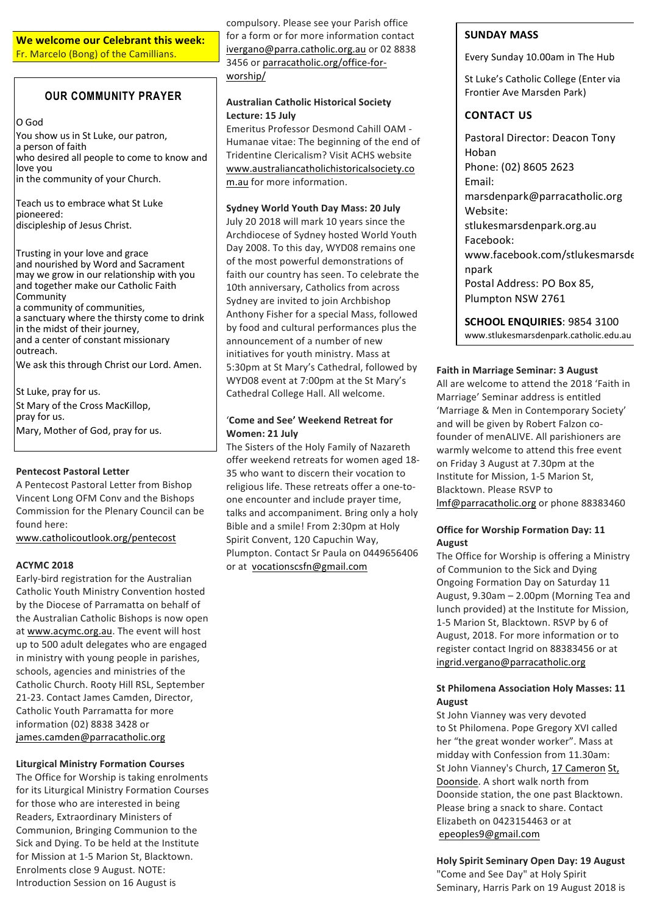**We welcome our Celebrant this week:**
Fr. Marcelo (Bong) of the Camillians.

## OUR COMMUNITY PRAYER

O God
You show us in St Luke, our patron,
a person of faith
who desired all people to come to know and love you
in the community of your Church.

Teach us to embrace what St Luke pioneered:
discipleship of Jesus Christ.

Trusting in your love and grace
and nourished by Word and Sacrament
may we grow in our relationship with you
and together make our Catholic Faith Community
a community of communities,
a sanctuary where the thirsty come to drink
in the midst of their journey,
and a center of constant missionary outreach.
We ask this through Christ our Lord. Amen.

St Luke, pray for us.
St Mary of the Cross MacKillop, pray for us.
Mary, Mother of God, pray for us.

**Pentecost Pastoral Letter**

A Pentecost Pastoral Letter from Bishop Vincent Long OFM Conv and the Bishops Commission for the Plenary Council can be found here: www.catholicoutlook.org/pentecost

**ACYMC 2018**

Early-bird registration for the Australian Catholic Youth Ministry Convention hosted by the Diocese of Parramatta on behalf of the Australian Catholic Bishops is now open at www.acymc.org.au. The event will host up to 500 adult delegates who are engaged in ministry with young people in parishes, schools, agencies and ministries of the Catholic Church. Rooty Hill RSL, September 21-23. Contact James Camden, Director, Catholic Youth Parramatta for more information (02) 8838 3428 or james.camden@parracatholic.org

**Liturgical Ministry Formation Courses**

The Office for Worship is taking enrolments for its Liturgical Ministry Formation Courses for those who are interested in being Readers, Extraordinary Ministers of Communion, Bringing Communion to the Sick and Dying. To be held at the Institute for Mission at 1-5 Marion St, Blacktown. Enrolments close 9 August. NOTE: Introduction Session on 16 August is compulsory. Please see your Parish office for a form or for more information contact ivergano@parra.catholic.org.au or 02 8838 3456 or parracatholic.org/office-for-worship/

**Australian Catholic Historical Society Lecture: 15 July**

Emeritus Professor Desmond Cahill OAM - Humanae vitae: The beginning of the end of Tridentine Clericalism? Visit ACHS website www.australiancatholichistoricalsociety.com.au for more information.

**Sydney World Youth Day Mass: 20 July**

July 20 2018 will mark 10 years since the Archdiocese of Sydney hosted World Youth Day 2008. To this day, WYD08 remains one of the most powerful demonstrations of faith our country has seen. To celebrate the 10th anniversary, Catholics from across Sydney are invited to join Archbishop Anthony Fisher for a special Mass, followed by food and cultural performances plus the announcement of a number of new initiatives for youth ministry. Mass at 5:30pm at St Mary's Cathedral, followed by WYD08 event at 7:00pm at the St Mary's Cathedral College Hall. All welcome.

**'Come and See' Weekend Retreat for Women: 21 July**

The Sisters of the Holy Family of Nazareth offer weekend retreats for women aged 18-35 who want to discern their vocation to religious life. These retreats offer a one-to-one encounter and include prayer time, talks and accompaniment. Bring only a holy Bible and a smile! From 2:30pm at Holy Spirit Convent, 120 Capuchin Way, Plumpton. Contact Sr Paula on 0449656406 or at vocationscsfn@gmail.com

**SUNDAY MASS**

Every Sunday 10.00am in The Hub

St Luke's Catholic College (Enter via Frontier Ave Marsden Park)

**CONTACT US**

Pastoral Director: Deacon Tony Hoban
Phone: (02) 8605 2623
Email: marsdenpark@parracatholic.org
Website: stlukesmarsdenpark.org.au
Facebook: www.facebook.com/stlukesmarsdenpark
Postal Address: PO Box 85, Plumpton NSW 2761

**SCHOOL ENQUIRIES**: 9854 3100
www.stlukesmarsdenpark.catholic.edu.au

**Faith in Marriage Seminar: 3 August**

All are welcome to attend the 2018 'Faith in Marriage' Seminar address is entitled 'Marriage & Men in Contemporary Society' and will be given by Robert Falzon co-founder of menALIVE. All parishioners are warmly welcome to attend this free event on Friday 3 August at 7.30pm at the Institute for Mission, 1-5 Marion St, Blacktown. Please RSVP to lmf@parracatholic.org or phone 88383460

**Office for Worship Formation Day: 11 August**

The Office for Worship is offering a Ministry of Communion to the Sick and Dying Ongoing Formation Day on Saturday 11 August, 9.30am – 2.00pm (Morning Tea and lunch provided) at the Institute for Mission, 1-5 Marion St, Blacktown. RSVP by 6 of August, 2018. For more information or to register contact Ingrid on 88383456 or at ingrid.vergano@parracatholic.org

**St Philomena Association Holy Masses: 11 August**

St John Vianney was very devoted to St Philomena. Pope Gregory XVI called her "the great wonder worker". Mass at midday with Confession from 11.30am: St John Vianney's Church, 17 Cameron St, Doonside. A short walk north from Doonside station, the one past Blacktown. Please bring a snack to share. Contact Elizabeth on 0423154463 or at epeoples9@gmail.com

**Holy Spirit Seminary Open Day: 19 August**

"Come and See Day" at Holy Spirit Seminary, Harris Park on 19 August 2018 is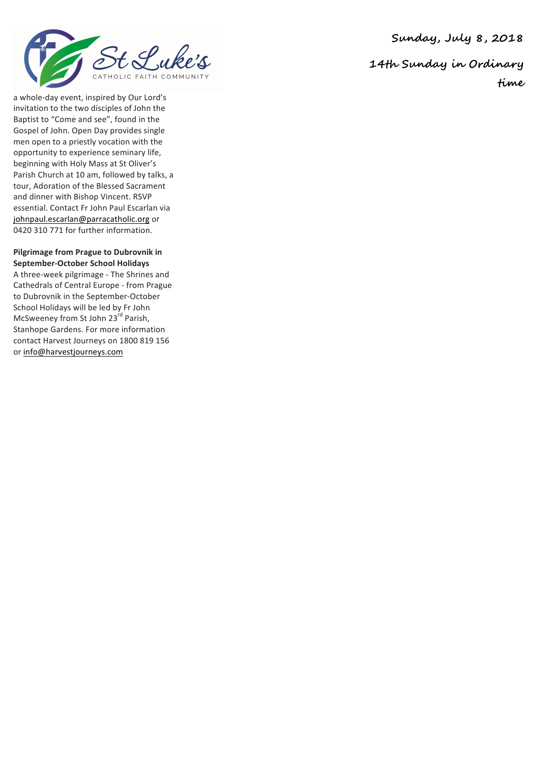a whole-day event, inspired by Our Lord's invitation to the two disciples of John the Baptist to "Come and see", found in the Gospel of John. Open Day provides single men open to a priestly vocation with the opportunity to experience seminary life, beginning with Holy Mass at St Oliver's Parish Church at 10 am, followed by talks, a tour, Adoration of the Blessed Sacrament and dinner with Bishop Vincent. RSVP essential. Contact Fr John Paul Escarlan via johnpaul.escarlan@parracatholic.org or 0420 310 771 for further information.

**Pilgrimage from Prague to Dubrovnik in September-October School Holidays**

A three-week pilgrimage - The Shrines and Cathedrals of Central Europe - from Prague to Dubrovnik in the September-October School Holidays will be led by Fr John McSweeney from St John 23rd Parish, Stanhope Gardens. For more information contact Harvest Journeys on 1800 819 156 or info@harvestjourneys.com